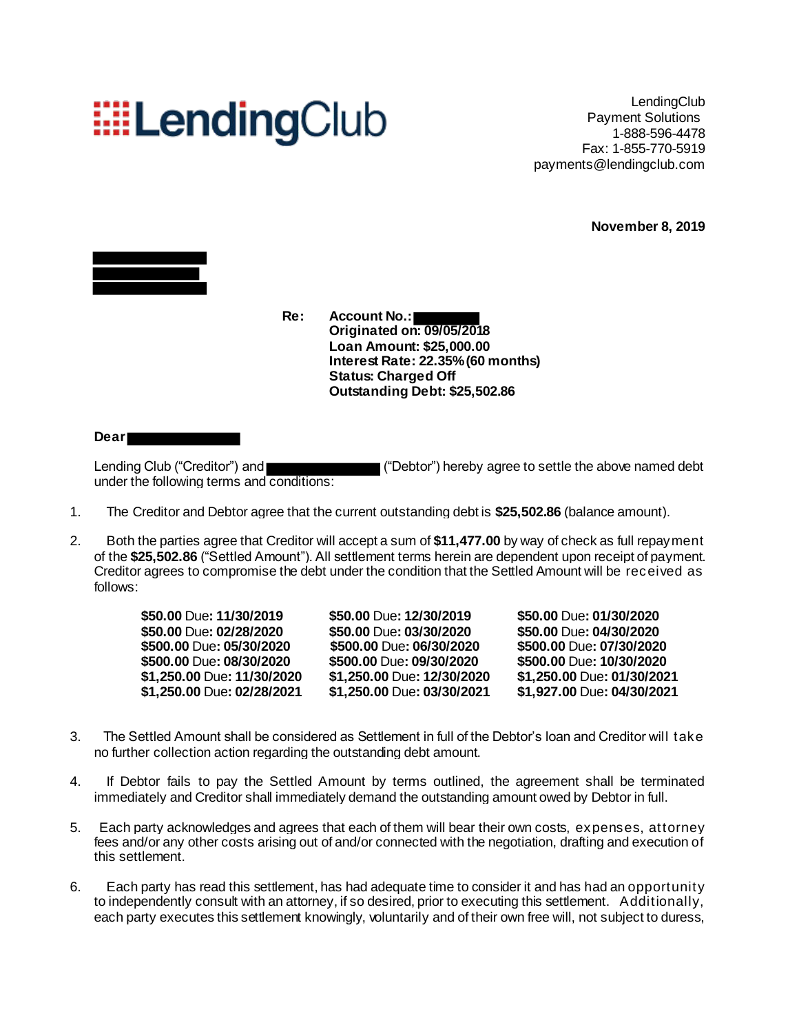**LendingClub**

LendingClub
Payment Solutions
1-888-596-4478
Fax: 1-855-770-5919
payments@lendingclub.com

**November 8, 2019**

**Re: Account No.:**
**Originated on: 09/05/2018**
**Loan Amount: $25,000.00**
**Interest Rate: 22.35% (60 months)**
**Status: Charged Off**
**Outstanding Debt: $25,502.86**

**Dear**

Lending Club ("Creditor") and  ("Debtor") hereby agree to settle the above named debt under the following terms and conditions:

1. The Creditor and Debtor agree that the current outstanding debt is **$25,502.86** (balance amount).

2. Both the parties agree that Creditor will accept a sum of **$11,477.00** by way of check as full repayment of the **$25,502.86** ("Settled Amount"). All settlement terms herein are dependent upon receipt of payment. Creditor agrees to compromise the debt under the condition that the Settled Amount will be received as follows:

| | | |
|---|---|---|
| **$50.00** Due: **11/30/2019** | **$50.00** Due: **12/30/2019** | **$50.00** Due: **01/30/2020** |
| **$50.00** Due: **02/28/2020** | **$50.00** Due: **03/30/2020** | **$50.00** Due: **04/30/2020** |
| **$500.00** Due: **05/30/2020** | **$500.00** Due: **06/30/2020** | **$500.00** Due: **07/30/2020** |
| **$500.00** Due: **08/30/2020** | **$500.00** Due: **09/30/2020** | **$500.00** Due: **10/30/2020** |
| **$1,250.00** Due: **11/30/2020** | **$1,250.00** Due: **12/30/2020** | **$1,250.00** Due: **01/30/2021** |
| **$1,250.00** Due: **02/28/2021** | **$1,250.00** Due: **03/30/2021** | **$1,927.00** Due: **04/30/2021** |

3. The Settled Amount shall be considered as Settlement in full of the Debtor's loan and Creditor will take no further collection action regarding the outstanding debt amount.

4. If Debtor fails to pay the Settled Amount by terms outlined, the agreement shall be terminated immediately and Creditor shall immediately demand the outstanding amount owed by Debtor in full.

5. Each party acknowledges and agrees that each of them will bear their own costs, expenses, attorney fees and/or any other costs arising out of and/or connected with the negotiation, drafting and execution of this settlement.

6. Each party has read this settlement, has had adequate time to consider it and has had an opportunity to independently consult with an attorney, if so desired, prior to executing this settlement. Additionally, each party executes this settlement knowingly, voluntarily and of their own free will, not subject to duress,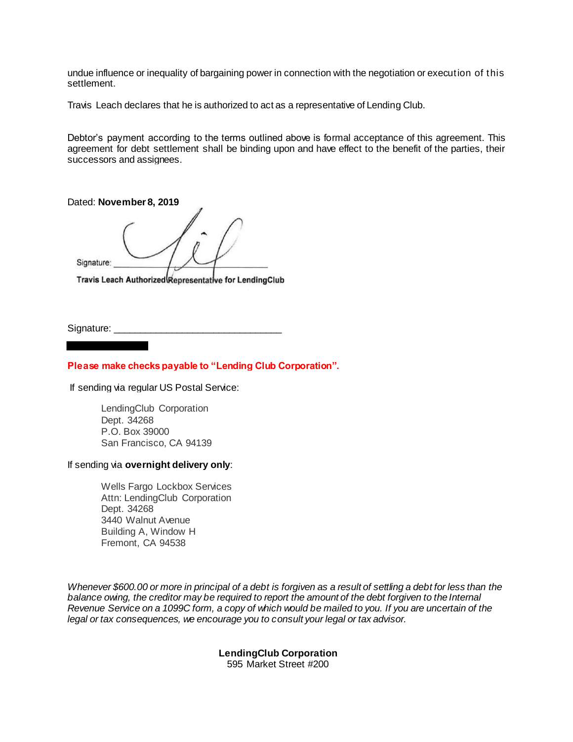undue influence or inequality of bargaining power in connection with the negotiation or execution of this settlement.

Travis Leach declares that he is authorized to act as a representative of Lending Club.

Debtor's payment according to the terms outlined above is formal acceptance of this agreement. This agreement for debt settlement shall be binding upon and have effect to the benefit of the parties, their successors and assignees.

Dated: **November 8, 2019**

Signature: ______________________________

**Travis Leach Authorized Representative for LendingClub**

Signature: ______________________________

**Please make checks payable to "Lending Club Corporation".**

If sending via regular US Postal Service:

LendingClub Corporation
Dept. 34268
P.O. Box 39000
San Francisco, CA 94139

If sending via **overnight delivery only**:

Wells Fargo Lockbox Services
Attn: LendingClub Corporation
Dept. 34268
3440 Walnut Avenue
Building A, Window H
Fremont, CA 94538

*Whenever $600.00 or more in principal of a debt is forgiven as a result of settling a debt for less than the balance owing, the creditor may be required to report the amount of the debt forgiven to the Internal Revenue Service on a 1099C form, a copy of which would be mailed to you. If you are uncertain of the legal or tax consequences, we encourage you to consult your legal or tax advisor.*

**LendingClub Corporation**
595 Market Street #200